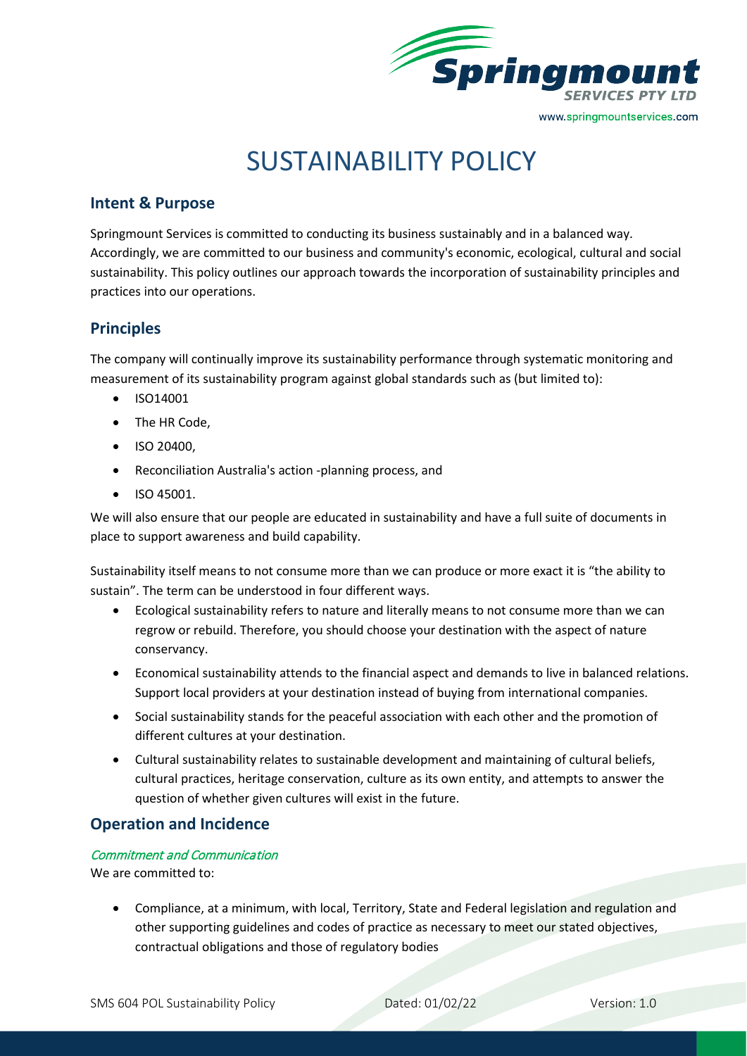# SUSTAINABILITY POLICY

## Intent & Purpose

Springmount Services is committed to conducting its business sustainably and in a balanced way. Accordingly, we are committed to our business and community's economic, ecological, cultural and social sustainability. This policy outlines our approach towards the incorporation of sustainability principles and practices into our operations.

## Principles

The company will continually improve its sustainability performance through systematic monitoring and measurement of its sustainability program against global standards such as (but limited to):

- ISO14001
- The HR Code,
- ISO 20400,
- Reconciliation Australia's action -planning process, and
- ISO 45001.

We will also ensure that our people are educated in sustainability and have a full suite of documents in place to support awareness and build capability.

Sustainability itself means to not consume more than we can produce or more exact it is "the ability to sustain". The term can be understood in four different ways.

- Ecological sustainability refers to nature and literally means to not consume more than we can regrow or rebuild. Therefore, you should choose your destination with the aspect of nature conservancy.
- Economical sustainability attends to the financial aspect and demands to live in balanced relations. Support local providers at your destination instead of buying from international companies.
- Social sustainability stands for the peaceful association with each other and the promotion of different cultures at your destination.
- Cultural sustainability relates to sustainable development and maintaining of cultural beliefs, cultural practices, heritage conservation, culture as its own entity, and attempts to answer the question of whether given cultures will exist in the future.

## Operation and Incidence

### *Commitment and Communication*

We are committed to:

- Compliance, at a minimum, with local, Territory, State and Federal legislation and regulation and other supporting guidelines and codes of practice as necessary to meet our stated objectives, contractual obligations and those of regulatory bodies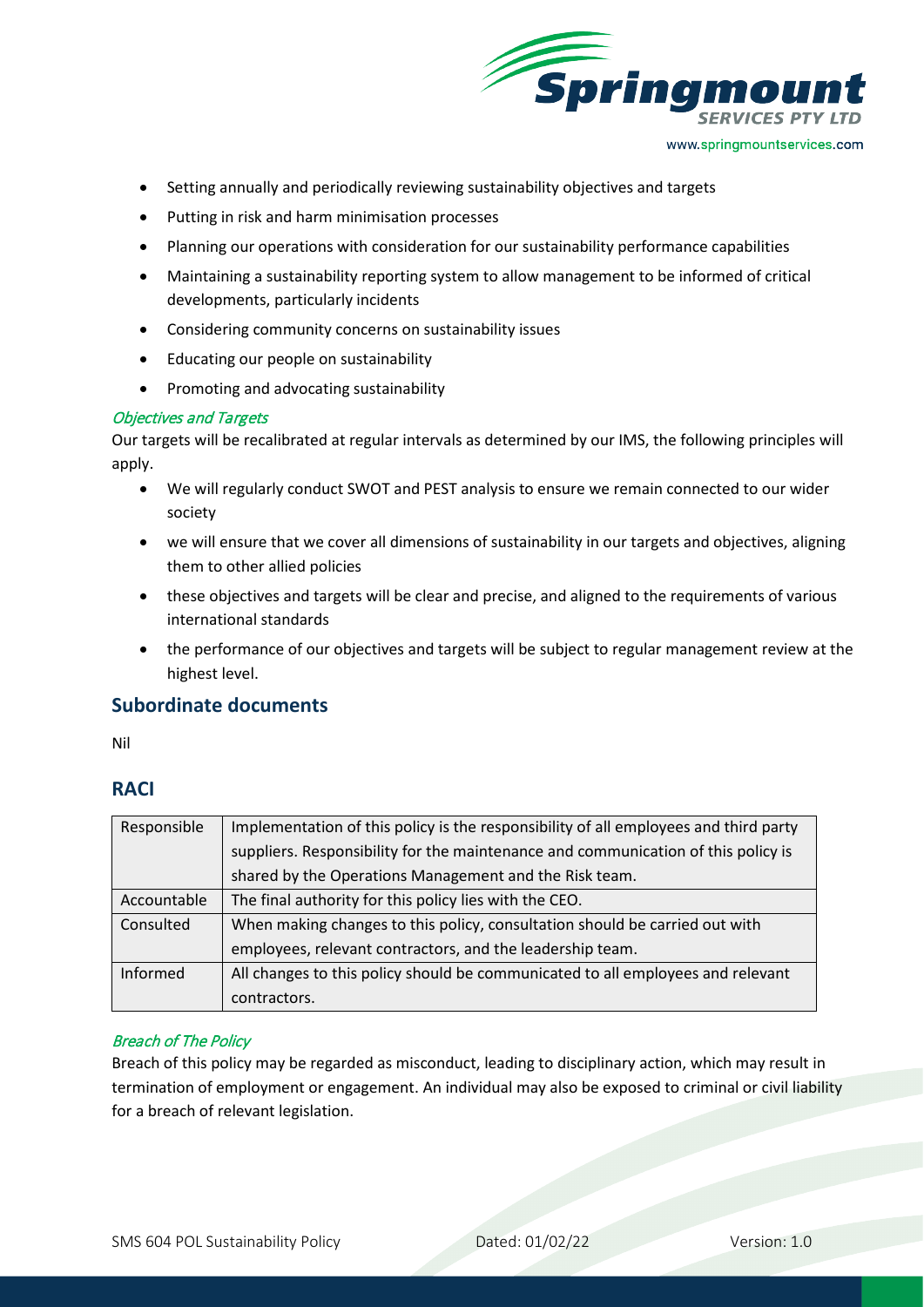- Setting annually and periodically reviewing sustainability objectives and targets
- Putting in risk and harm minimisation processes
- Planning our operations with consideration for our sustainability performance capabilities
- Maintaining a sustainability reporting system to allow management to be informed of critical developments, particularly incidents
- Considering community concerns on sustainability issues
- Educating our people on sustainability
- Promoting and advocating sustainability

### *Objectives and Targets*

Our targets will be recalibrated at regular intervals as determined by our IMS, the following principles will apply.

- We will regularly conduct SWOT and PEST analysis to ensure we remain connected to our wider society
- we will ensure that we cover all dimensions of sustainability in our targets and objectives, aligning them to other allied policies
- these objectives and targets will be clear and precise, and aligned to the requirements of various international standards
- the performance of our objectives and targets will be subject to regular management review at the highest level.

## Subordinate documents

Nil

## RACI

| | |
|---|---|
| Responsible | Implementation of this policy is the responsibility of all employees and third party suppliers. Responsibility for the maintenance and communication of this policy is shared by the Operations Management and the Risk team. |
| Accountable | The final authority for this policy lies with the CEO. |
| Consulted | When making changes to this policy, consultation should be carried out with employees, relevant contractors, and the leadership team. |
| Informed | All changes to this policy should be communicated to all employees and relevant contractors. |

### *Breach of The Policy*

Breach of this policy may be regarded as misconduct, leading to disciplinary action, which may result in termination of employment or engagement. An individual may also be exposed to criminal or civil liability for a breach of relevant legislation.